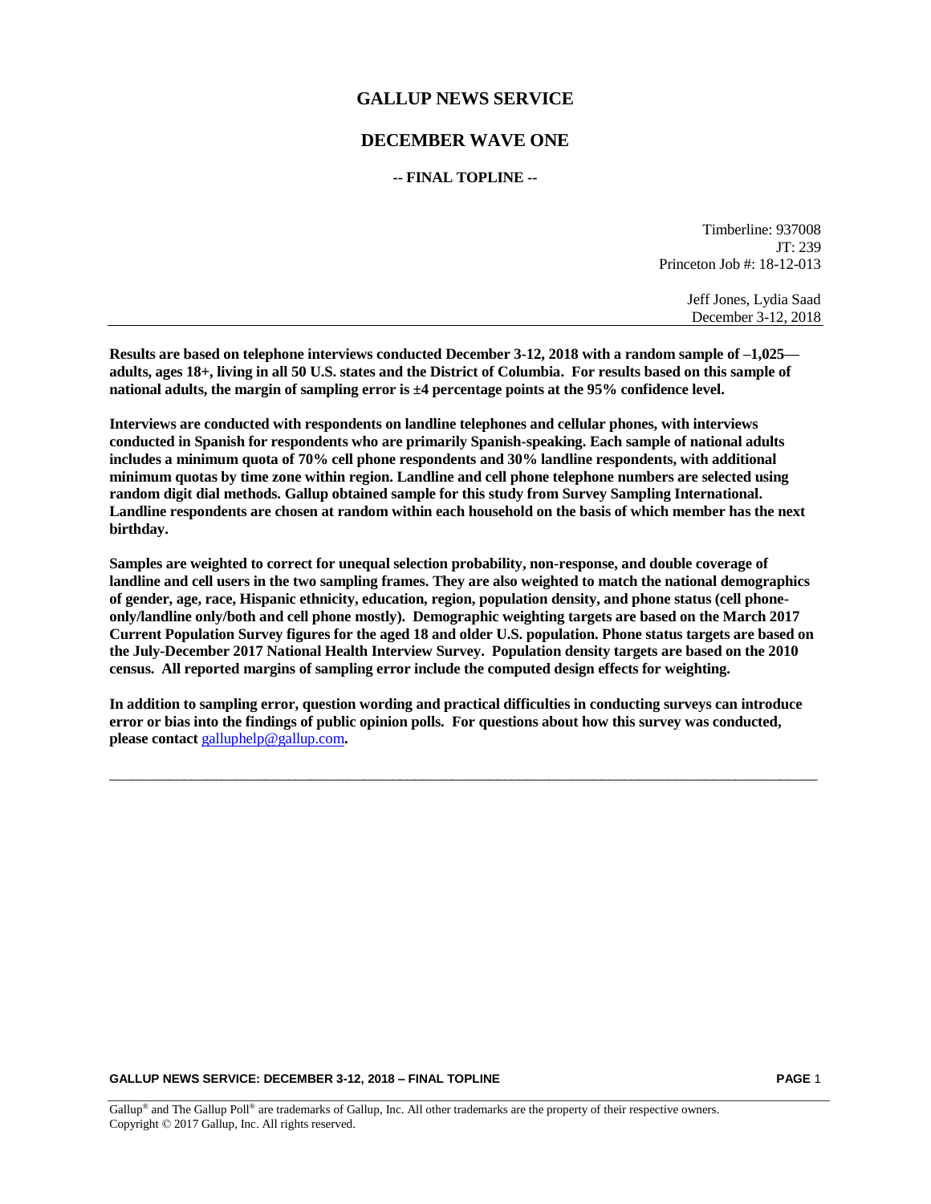# GALLUP NEWS SERVICE

## DECEMBER WAVE ONE

**-- FINAL TOPLINE --**

Timberline: 937008
JT: 239
Princeton Job #: 18-12-013

Jeff Jones, Lydia Saad
December 3-12, 2018

---

**Results are based on telephone interviews conducted December 3-12, 2018 with a random sample of –1,025—adults, ages 18+, living in all 50 U.S. states and the District of Columbia. For results based on this sample of national adults, the margin of sampling error is ±4 percentage points at the 95% confidence level.**

**Interviews are conducted with respondents on landline telephones and cellular phones, with interviews conducted in Spanish for respondents who are primarily Spanish-speaking. Each sample of national adults includes a minimum quota of 70% cell phone respondents and 30% landline respondents, with additional minimum quotas by time zone within region. Landline and cell phone telephone numbers are selected using random digit dial methods. Gallup obtained sample for this study from Survey Sampling International. Landline respondents are chosen at random within each household on the basis of which member has the next birthday.**

**Samples are weighted to correct for unequal selection probability, non-response, and double coverage of landline and cell users in the two sampling frames. They are also weighted to match the national demographics of gender, age, race, Hispanic ethnicity, education, region, population density, and phone status (cell phone-only/landline only/both and cell phone mostly). Demographic weighting targets are based on the March 2017 Current Population Survey figures for the aged 18 and older U.S. population. Phone status targets are based on the July-December 2017 National Health Interview Survey. Population density targets are based on the 2010 census. All reported margins of sampling error include the computed design effects for weighting.**

**In addition to sampling error, question wording and practical difficulties in conducting surveys can introduce error or bias into the findings of public opinion polls. For questions about how this survey was conducted, please contact** galluphelp@gallup.com**.**

---

Gallup® and The Gallup Poll® are trademarks of Gallup, Inc. All other trademarks are the property of their respective owners.
Copyright © 2017 Gallup, Inc. All rights reserved.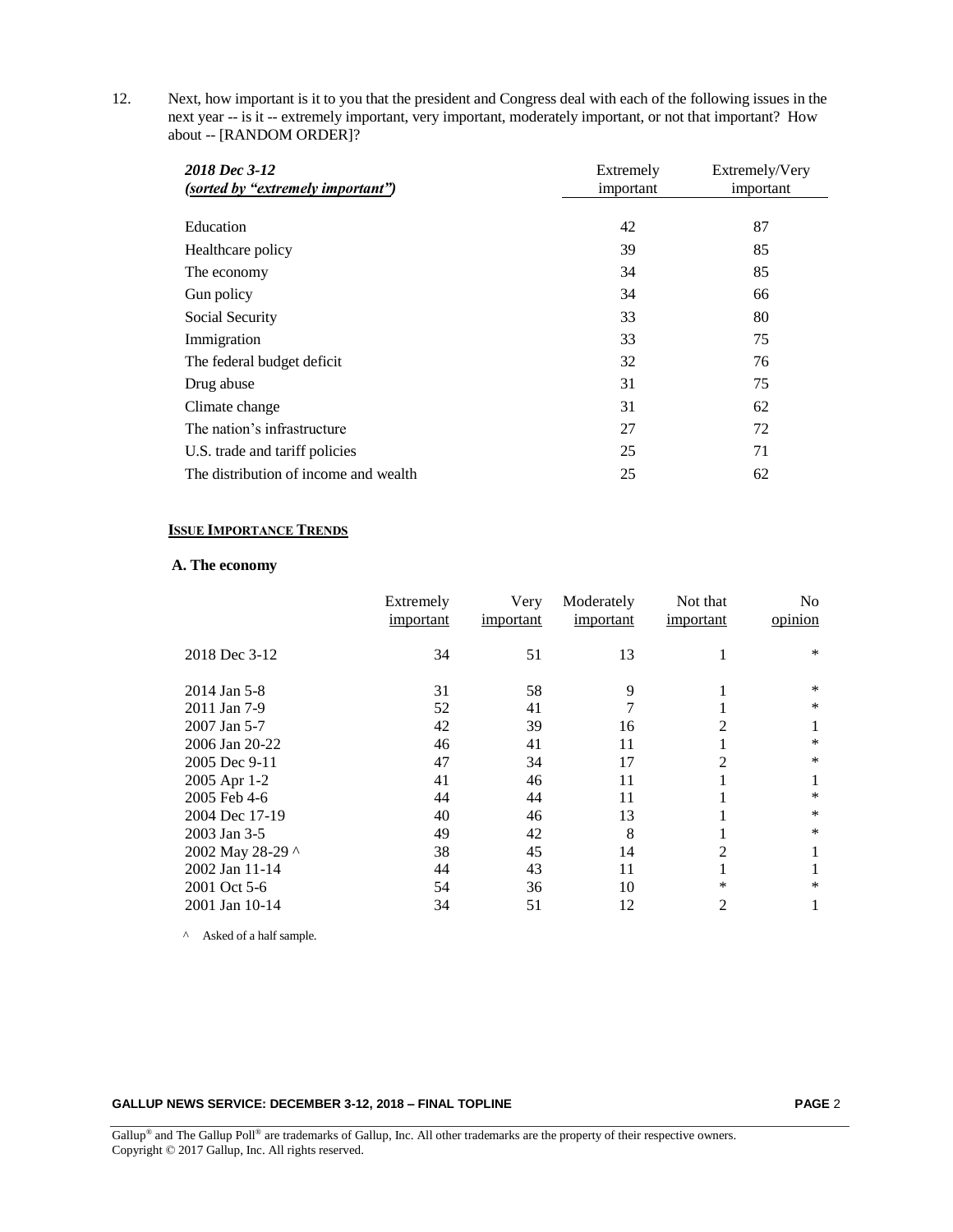12. Next, how important is it to you that the president and Congress deal with each of the following issues in the next year -- is it -- extremely important, very important, moderately important, or not that important? How about -- [RANDOM ORDER]?

| *2018 Dec 3-12* <br> *(sorted by "extremely important")* | Extremely important | Extremely/Very important |
|---|---|---|
| Education | 42 | 87 |
| Healthcare policy | 39 | 85 |
| The economy | 34 | 85 |
| Gun policy | 34 | 66 |
| Social Security | 33 | 80 |
| Immigration | 33 | 75 |
| The federal budget deficit | 32 | 76 |
| Drug abuse | 31 | 75 |
| Climate change | 31 | 62 |
| The nation's infrastructure | 27 | 72 |
| U.S. trade and tariff policies | 25 | 71 |
| The distribution of income and wealth | 25 | 62 |

**ISSUE IMPORTANCE TRENDS**

**A. The economy**

| | Extremely important | Very important | Moderately important | Not that important | No opinion |
|---|---|---|---|---|---|
| 2018 Dec 3-12 | 34 | 51 | 13 | 1 | * |
| 2014 Jan 5-8 | 31 | 58 | 9 | 1 | * |
| 2011 Jan 7-9 | 52 | 41 | 7 | 1 | * |
| 2007 Jan 5-7 | 42 | 39 | 16 | 2 | 1 |
| 2006 Jan 20-22 | 46 | 41 | 11 | 1 | * |
| 2005 Dec 9-11 | 47 | 34 | 17 | 2 | * |
| 2005 Apr 1-2 | 41 | 46 | 11 | 1 | 1 |
| 2005 Feb 4-6 | 44 | 44 | 11 | 1 | * |
| 2004 Dec 17-19 | 40 | 46 | 13 | 1 | * |
| 2003 Jan 3-5 | 49 | 42 | 8 | 1 | * |
| 2002 May 28-29 ^ | 38 | 45 | 14 | 2 | 1 |
| 2002 Jan 11-14 | 44 | 43 | 11 | 1 | 1 |
| 2001 Oct 5-6 | 54 | 36 | 10 | * | * |
| 2001 Jan 10-14 | 34 | 51 | 12 | 2 | 1 |

^ Asked of a half sample.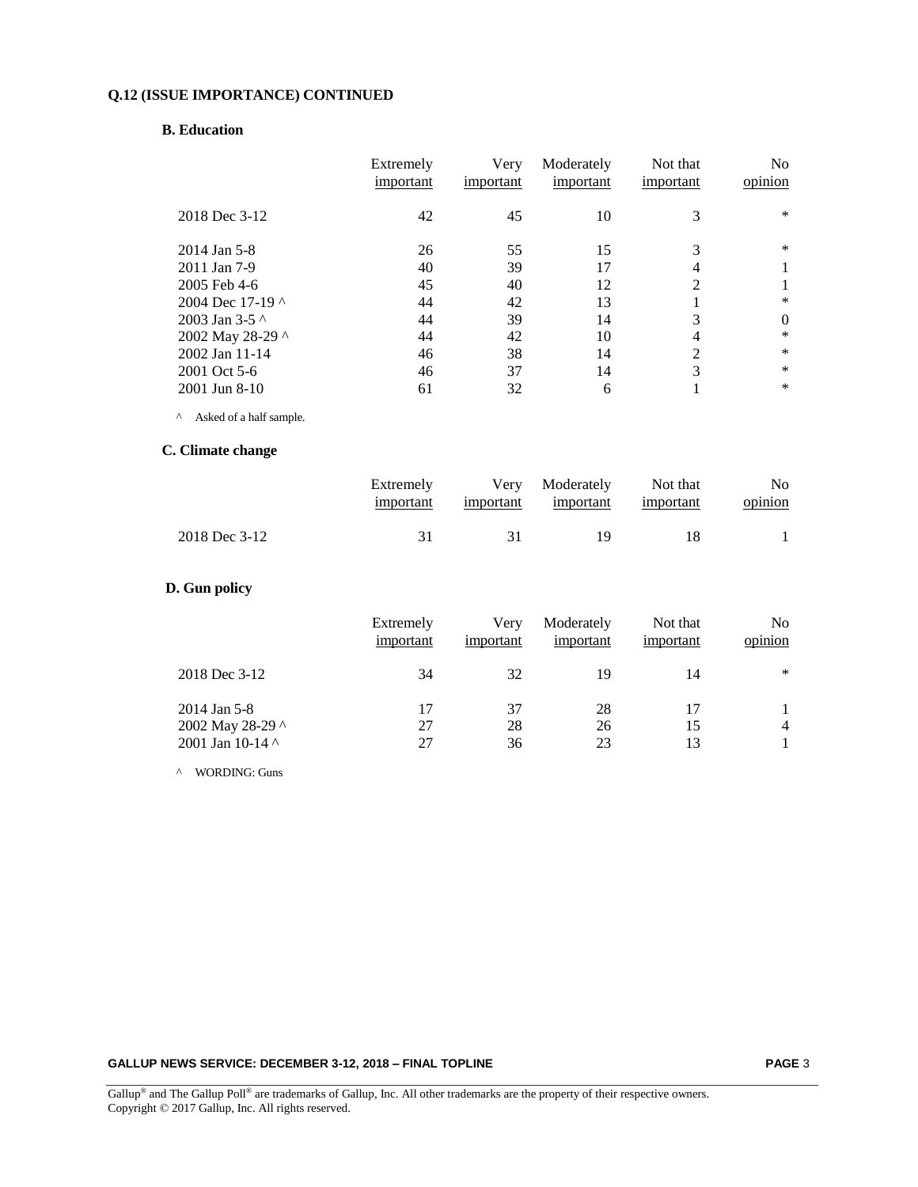**Q.12 (ISSUE IMPORTANCE) CONTINUED**

**B. Education**

| | Extremely important | Very important | Moderately important | Not that important | No opinion |
|---|---|---|---|---|---|
| 2018 Dec 3-12 | 42 | 45 | 10 | 3 | * |
| 2014 Jan 5-8 | 26 | 55 | 15 | 3 | * |
| 2011 Jan 7-9 | 40 | 39 | 17 | 4 | 1 |
| 2005 Feb 4-6 | 45 | 40 | 12 | 2 | 1 |
| 2004 Dec 17-19 ^ | 44 | 42 | 13 | 1 | * |
| 2003 Jan 3-5 ^ | 44 | 39 | 14 | 3 | 0 |
| 2002 May 28-29 ^ | 44 | 42 | 10 | 4 | * |
| 2002 Jan 11-14 | 46 | 38 | 14 | 2 | * |
| 2001 Oct 5-6 | 46 | 37 | 14 | 3 | * |
| 2001 Jun 8-10 | 61 | 32 | 6 | 1 | * |

^ Asked of a half sample.

**C. Climate change**

| | Extremely important | Very important | Moderately important | Not that important | No opinion |
|---|---|---|---|---|---|
| 2018 Dec 3-12 | 31 | 31 | 19 | 18 | 1 |

**D. Gun policy**

| | Extremely important | Very important | Moderately important | Not that important | No opinion |
|---|---|---|---|---|---|
| 2018 Dec 3-12 | 34 | 32 | 19 | 14 | * |
| 2014 Jan 5-8 | 17 | 37 | 28 | 17 | 1 |
| 2002 May 28-29 ^ | 27 | 28 | 26 | 15 | 4 |
| 2001 Jan 10-14 ^ | 27 | 36 | 23 | 13 | 1 |

^ WORDING: Guns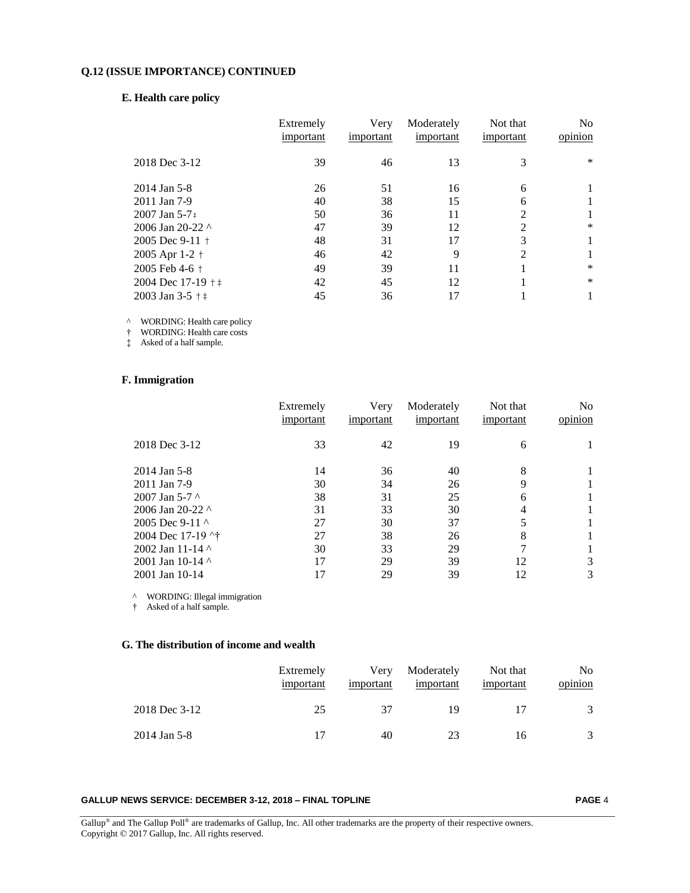**Q.12 (ISSUE IMPORTANCE) CONTINUED**

**E. Health care policy**

| | Extremely important | Very important | Moderately important | Not that important | No opinion |
|---|---|---|---|---|---|
| 2018 Dec 3-12 | 39 | 46 | 13 | 3 | * |
| 2014 Jan 5-8 | 26 | 51 | 16 | 6 | 1 |
| 2011 Jan 7-9 | 40 | 38 | 15 | 6 | 1 |
| 2007 Jan 5-7 ‡ | 50 | 36 | 11 | 2 | 1 |
| 2006 Jan 20-22 ^ | 47 | 39 | 12 | 2 | * |
| 2005 Dec 9-11 † | 48 | 31 | 17 | 3 | 1 |
| 2005 Apr 1-2 † | 46 | 42 | 9 | 2 | 1 |
| 2005 Feb 4-6 † | 49 | 39 | 11 | 1 | * |
| 2004 Dec 17-19 † ‡ | 42 | 45 | 12 | 1 | * |
| 2003 Jan 3-5 † ‡ | 45 | 36 | 17 | 1 | 1 |

^ WORDING: Health care policy
† WORDING: Health care costs
‡ Asked of a half sample.

**F. Immigration**

| | Extremely important | Very important | Moderately important | Not that important | No opinion |
|---|---|---|---|---|---|
| 2018 Dec 3-12 | 33 | 42 | 19 | 6 | 1 |
| 2014 Jan 5-8 | 14 | 36 | 40 | 8 | 1 |
| 2011 Jan 7-9 | 30 | 34 | 26 | 9 | 1 |
| 2007 Jan 5-7 ^ | 38 | 31 | 25 | 6 | 1 |
| 2006 Jan 20-22 ^ | 31 | 33 | 30 | 4 | 1 |
| 2005 Dec 9-11 ^ | 27 | 30 | 37 | 5 | 1 |
| 2004 Dec 17-19 ^† | 27 | 38 | 26 | 8 | 1 |
| 2002 Jan 11-14 ^ | 30 | 33 | 29 | 7 | 1 |
| 2001 Jan 10-14 ^ | 17 | 29 | 39 | 12 | 3 |
| 2001 Jan 10-14 | 17 | 29 | 39 | 12 | 3 |

^ WORDING: Illegal immigration
† Asked of a half sample.

**G. The distribution of income and wealth**

| | Extremely important | Very important | Moderately important | Not that important | No opinion |
|---|---|---|---|---|---|
| 2018 Dec 3-12 | 25 | 37 | 19 | 17 | 3 |
| 2014 Jan 5-8 | 17 | 40 | 23 | 16 | 3 |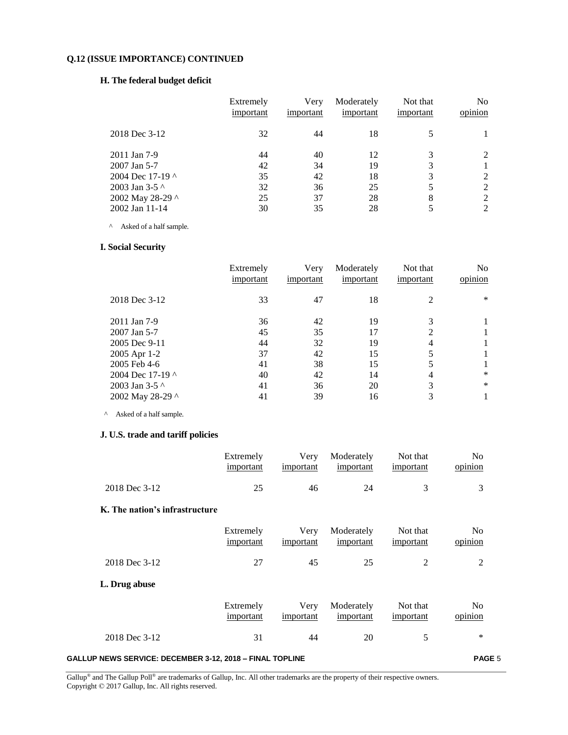**Q.12 (ISSUE IMPORTANCE) CONTINUED**

**H. The federal budget deficit**

| | Extremely important | Very important | Moderately important | Not that important | No opinion |
|---|---|---|---|---|---|
| 2018 Dec 3-12 | 32 | 44 | 18 | 5 | 1 |
| 2011 Jan 7-9 | 44 | 40 | 12 | 3 | 2 |
| 2007 Jan 5-7 | 42 | 34 | 19 | 3 | 1 |
| 2004 Dec 17-19 ^ | 35 | 42 | 18 | 3 | 2 |
| 2003 Jan 3-5 ^ | 32 | 36 | 25 | 5 | 2 |
| 2002 May 28-29 ^ | 25 | 37 | 28 | 8 | 2 |
| 2002 Jan 11-14 | 30 | 35 | 28 | 5 | 2 |

^ Asked of a half sample.

**I. Social Security**

| | Extremely important | Very important | Moderately important | Not that important | No opinion |
|---|---|---|---|---|---|
| 2018 Dec 3-12 | 33 | 47 | 18 | 2 | * |
| 2011 Jan 7-9 | 36 | 42 | 19 | 3 | 1 |
| 2007 Jan 5-7 | 45 | 35 | 17 | 2 | 1 |
| 2005 Dec 9-11 | 44 | 32 | 19 | 4 | 1 |
| 2005 Apr 1-2 | 37 | 42 | 15 | 5 | 1 |
| 2005 Feb 4-6 | 41 | 38 | 15 | 5 | 1 |
| 2004 Dec 17-19 ^ | 40 | 42 | 14 | 4 | * |
| 2003 Jan 3-5 ^ | 41 | 36 | 20 | 3 | * |
| 2002 May 28-29 ^ | 41 | 39 | 16 | 3 | 1 |

^ Asked of a half sample.

**J. U.S. trade and tariff policies**

| | Extremely important | Very important | Moderately important | Not that important | No opinion |
|---|---|---|---|---|---|
| 2018 Dec 3-12 | 25 | 46 | 24 | 3 | 3 |

**K. The nation's infrastructure**

| | Extremely important | Very important | Moderately important | Not that important | No opinion |
|---|---|---|---|---|---|
| 2018 Dec 3-12 | 27 | 45 | 25 | 2 | 2 |

**L. Drug abuse**

| | Extremely important | Very important | Moderately important | Not that important | No opinion |
|---|---|---|---|---|---|
| 2018 Dec 3-12 | 31 | 44 | 20 | 5 | * |